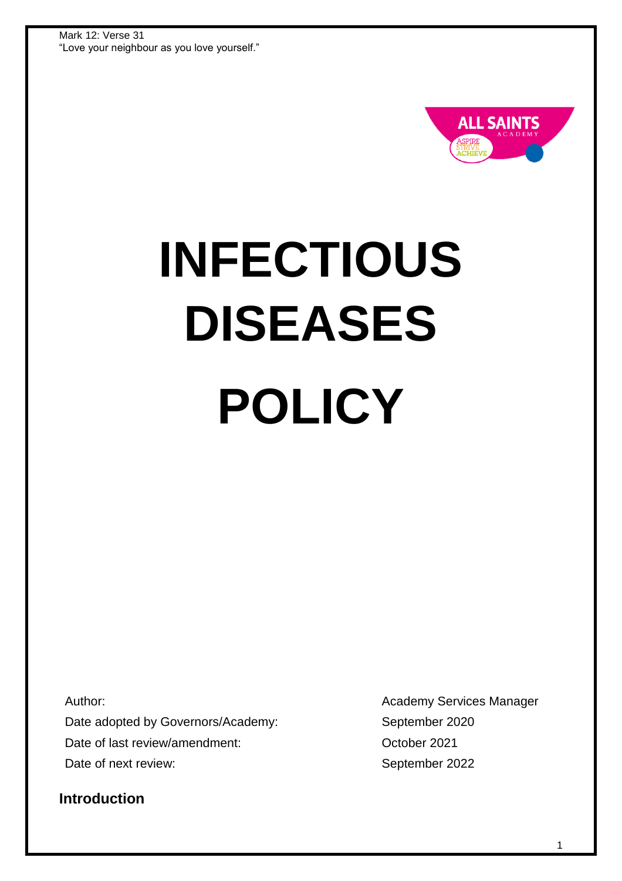Mark 12: Verse 31
"Love your neighbour as you love yourself."

# INFECTIOUS DISEASES POLICY

| | |
|---|---|
| Author: | Academy Services Manager |
| Date adopted by Governors/Academy: | September 2020 |
| Date of last review/amendment: | October 2021 |
| Date of next review: | September 2022 |

## Introduction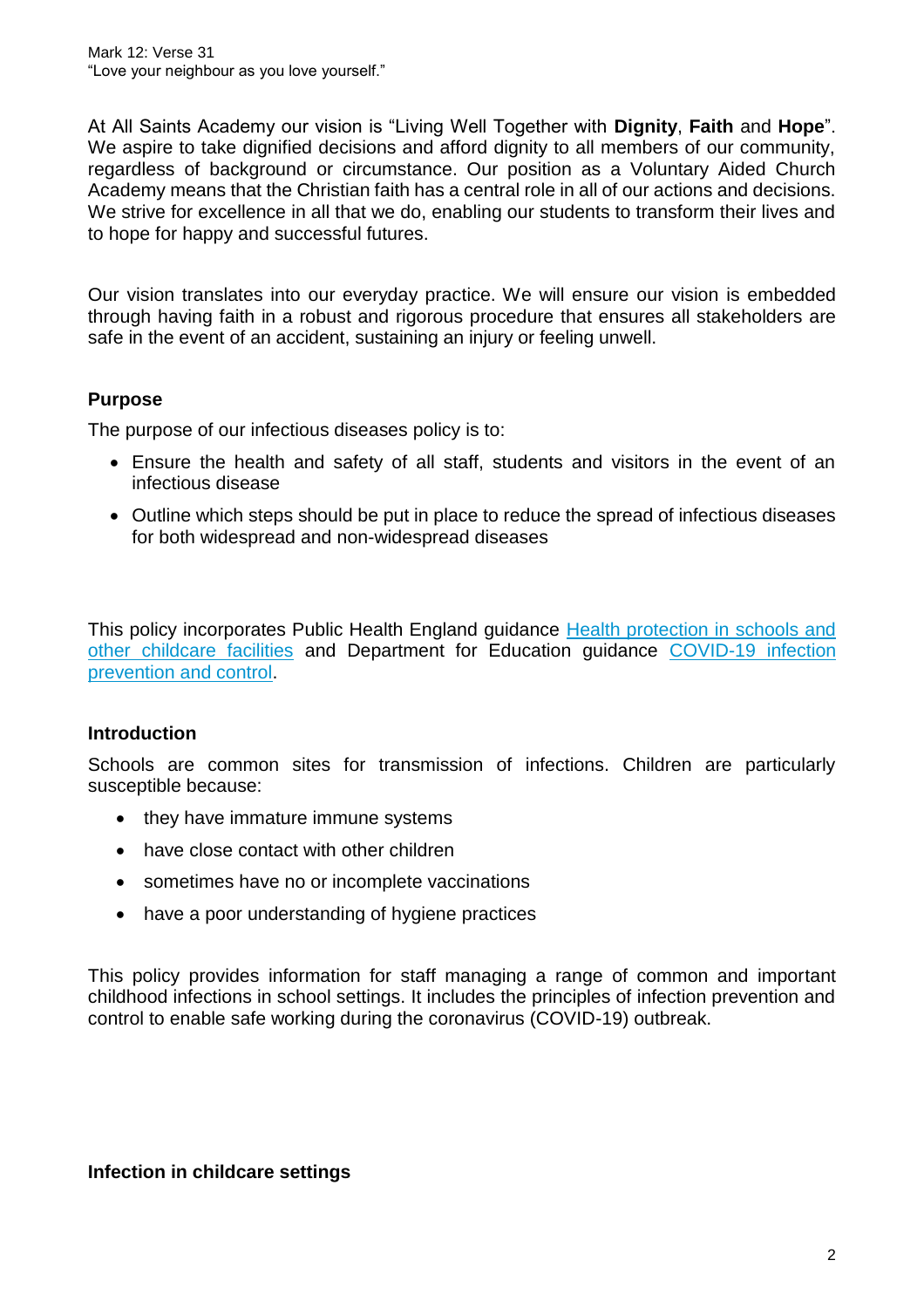Mark 12: Verse 31
"Love your neighbour as you love yourself."

At All Saints Academy our vision is "Living Well Together with **Dignity**, **Faith** and **Hope**". We aspire to take dignified decisions and afford dignity to all members of our community, regardless of background or circumstance. Our position as a Voluntary Aided Church Academy means that the Christian faith has a central role in all of our actions and decisions. We strive for excellence in all that we do, enabling our students to transform their lives and to hope for happy and successful futures.

Our vision translates into our everyday practice. We will ensure our vision is embedded through having faith in a robust and rigorous procedure that ensures all stakeholders are safe in the event of an accident, sustaining an injury or feeling unwell.

**Purpose**

The purpose of our infectious diseases policy is to:

- Ensure the health and safety of all staff, students and visitors in the event of an infectious disease
- Outline which steps should be put in place to reduce the spread of infectious diseases for both widespread and non-widespread diseases

This policy incorporates Public Health England guidance Health protection in schools and other childcare facilities and Department for Education guidance COVID-19 infection prevention and control.

**Introduction**

Schools are common sites for transmission of infections. Children are particularly susceptible because:

- they have immature immune systems
- have close contact with other children
- sometimes have no or incomplete vaccinations
- have a poor understanding of hygiene practices

This policy provides information for staff managing a range of common and important childhood infections in school settings. It includes the principles of infection prevention and control to enable safe working during the coronavirus (COVID-19) outbreak.

**Infection in childcare settings**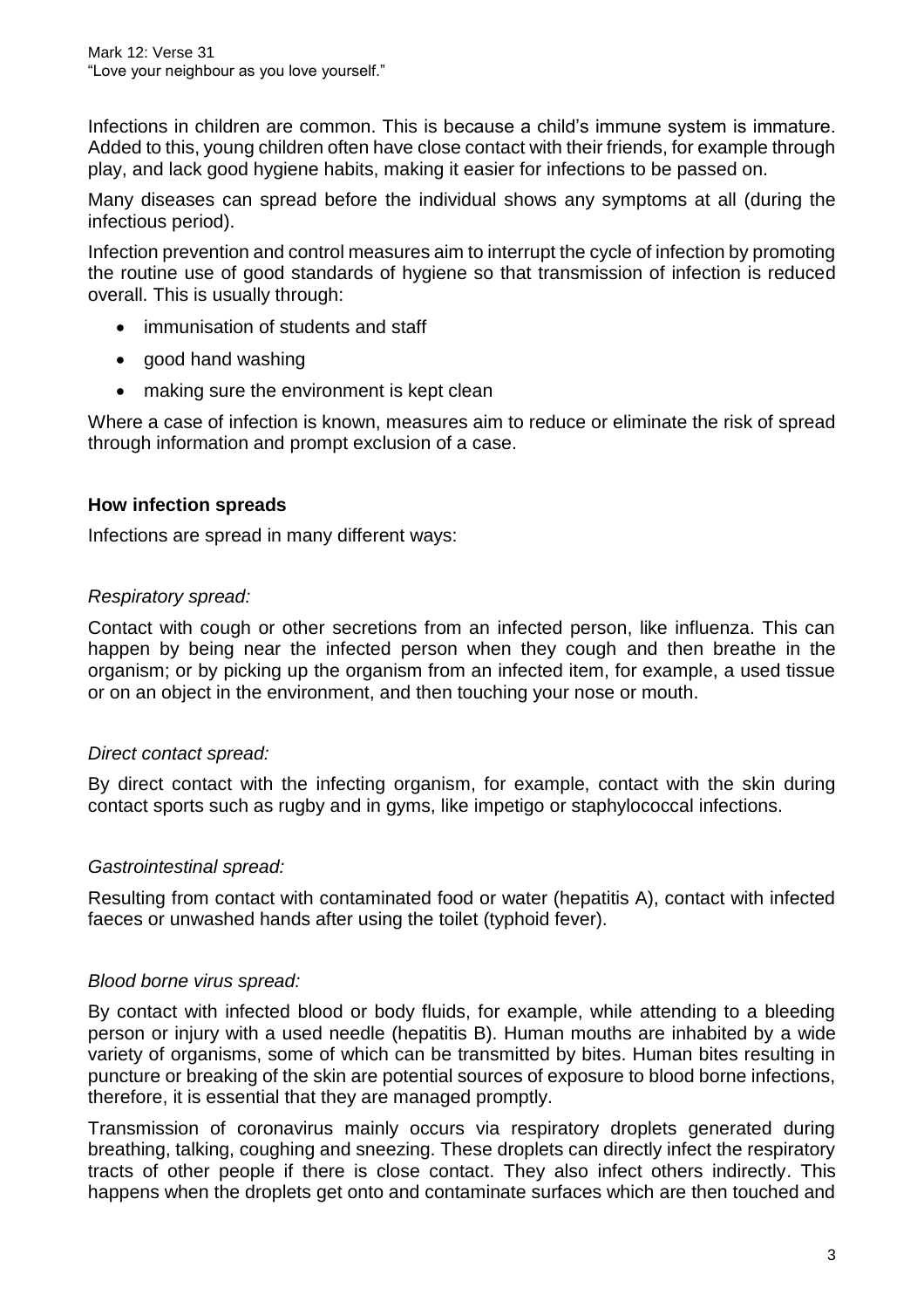Infections in children are common. This is because a child's immune system is immature. Added to this, young children often have close contact with their friends, for example through play, and lack good hygiene habits, making it easier for infections to be passed on.

Many diseases can spread before the individual shows any symptoms at all (during the infectious period).

Infection prevention and control measures aim to interrupt the cycle of infection by promoting the routine use of good standards of hygiene so that transmission of infection is reduced overall. This is usually through:

- immunisation of students and staff
- good hand washing
- making sure the environment is kept clean

Where a case of infection is known, measures aim to reduce or eliminate the risk of spread through information and prompt exclusion of a case.

**How infection spreads**

Infections are spread in many different ways:

*Respiratory spread:*

Contact with cough or other secretions from an infected person, like influenza. This can happen by being near the infected person when they cough and then breathe in the organism; or by picking up the organism from an infected item, for example, a used tissue or on an object in the environment, and then touching your nose or mouth.

*Direct contact spread:*

By direct contact with the infecting organism, for example, contact with the skin during contact sports such as rugby and in gyms, like impetigo or staphylococcal infections.

*Gastrointestinal spread:*

Resulting from contact with contaminated food or water (hepatitis A), contact with infected faeces or unwashed hands after using the toilet (typhoid fever).

*Blood borne virus spread:*

By contact with infected blood or body fluids, for example, while attending to a bleeding person or injury with a used needle (hepatitis B). Human mouths are inhabited by a wide variety of organisms, some of which can be transmitted by bites. Human bites resulting in puncture or breaking of the skin are potential sources of exposure to blood borne infections, therefore, it is essential that they are managed promptly.

Transmission of coronavirus mainly occurs via respiratory droplets generated during breathing, talking, coughing and sneezing. These droplets can directly infect the respiratory tracts of other people if there is close contact. They also infect others indirectly. This happens when the droplets get onto and contaminate surfaces which are then touched and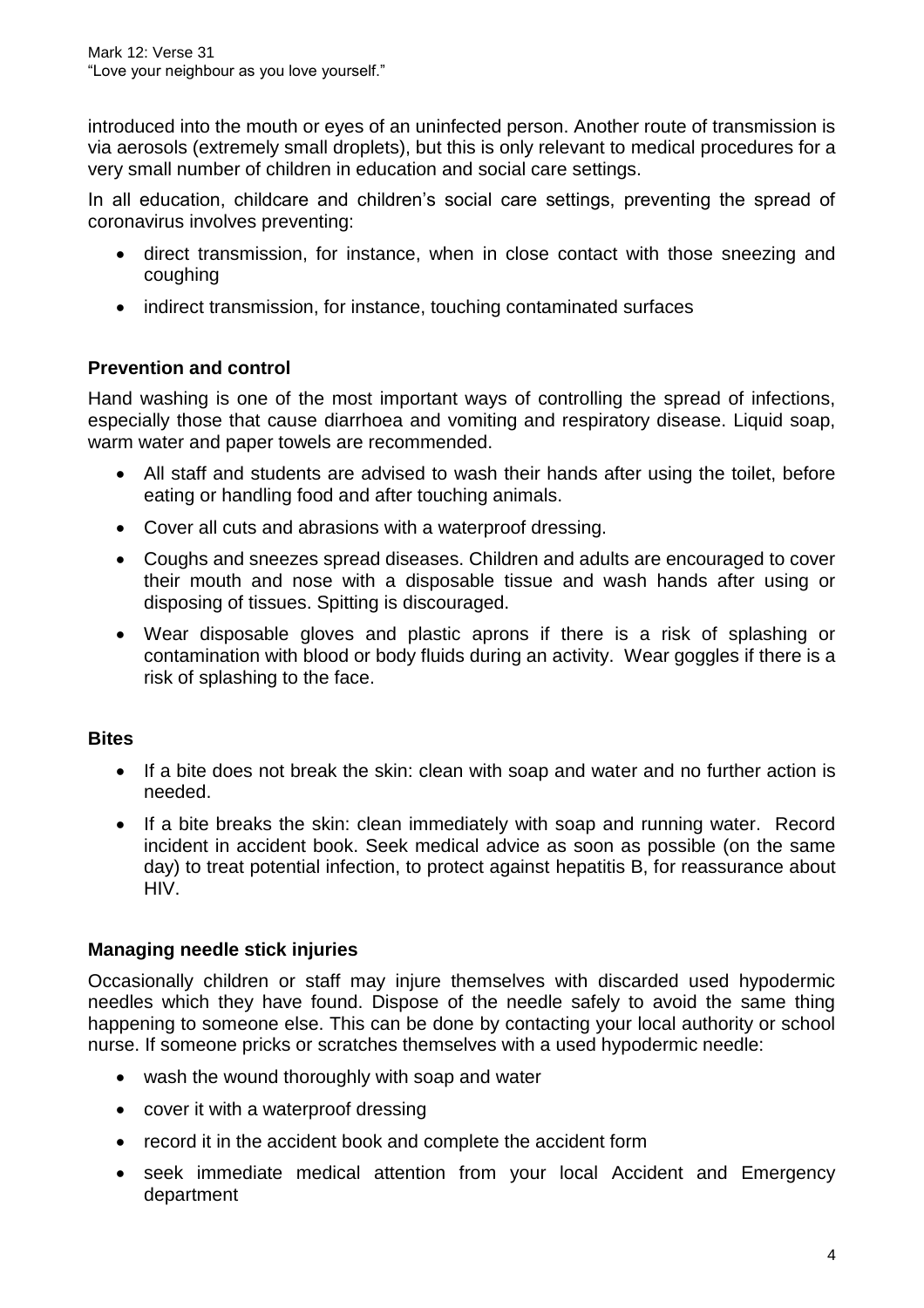introduced into the mouth or eyes of an uninfected person. Another route of transmission is via aerosols (extremely small droplets), but this is only relevant to medical procedures for a very small number of children in education and social care settings.

In all education, childcare and children's social care settings, preventing the spread of coronavirus involves preventing:

- direct transmission, for instance, when in close contact with those sneezing and coughing
- indirect transmission, for instance, touching contaminated surfaces

### Prevention and control

Hand washing is one of the most important ways of controlling the spread of infections, especially those that cause diarrhoea and vomiting and respiratory disease. Liquid soap, warm water and paper towels are recommended.

- All staff and students are advised to wash their hands after using the toilet, before eating or handling food and after touching animals.
- Cover all cuts and abrasions with a waterproof dressing.
- Coughs and sneezes spread diseases. Children and adults are encouraged to cover their mouth and nose with a disposable tissue and wash hands after using or disposing of tissues. Spitting is discouraged.
- Wear disposable gloves and plastic aprons if there is a risk of splashing or contamination with blood or body fluids during an activity. Wear goggles if there is a risk of splashing to the face.

### Bites

- If a bite does not break the skin: clean with soap and water and no further action is needed.
- If a bite breaks the skin: clean immediately with soap and running water. Record incident in accident book. Seek medical advice as soon as possible (on the same day) to treat potential infection, to protect against hepatitis B, for reassurance about HIV.

### Managing needle stick injuries

Occasionally children or staff may injure themselves with discarded used hypodermic needles which they have found. Dispose of the needle safely to avoid the same thing happening to someone else. This can be done by contacting your local authority or school nurse. If someone pricks or scratches themselves with a used hypodermic needle:

- wash the wound thoroughly with soap and water
- cover it with a waterproof dressing
- record it in the accident book and complete the accident form
- seek immediate medical attention from your local Accident and Emergency department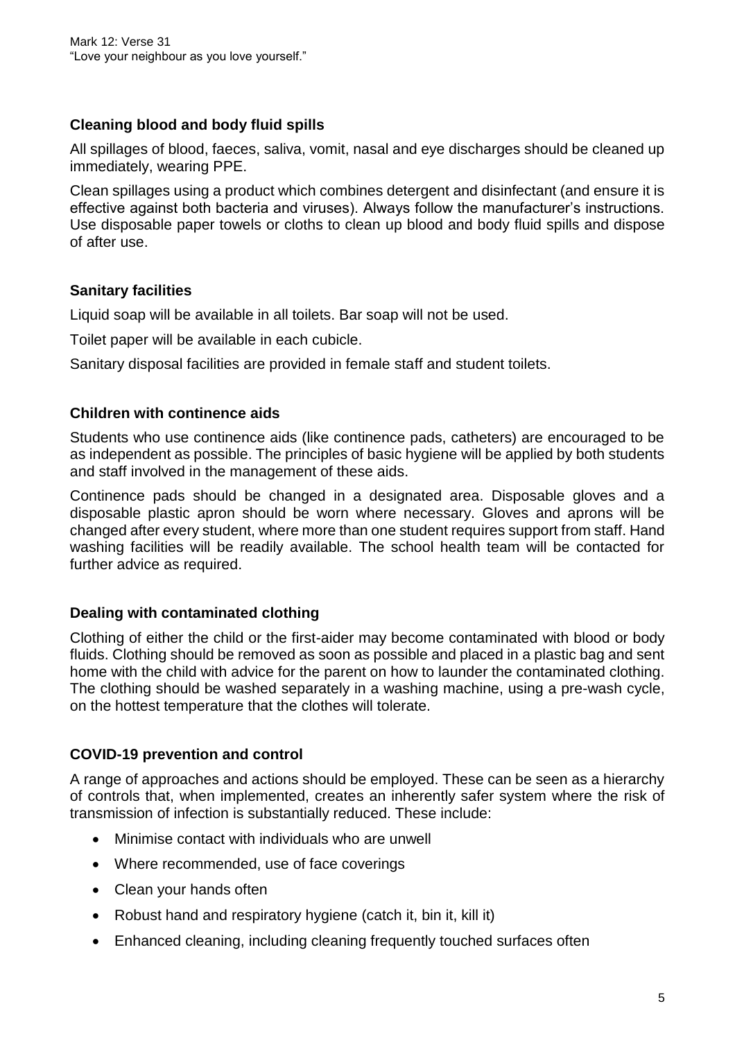Mark 12: Verse 31
"Love your neighbour as you love yourself."

### Cleaning blood and body fluid spills

All spillages of blood, faeces, saliva, vomit, nasal and eye discharges should be cleaned up immediately, wearing PPE.

Clean spillages using a product which combines detergent and disinfectant (and ensure it is effective against both bacteria and viruses). Always follow the manufacturer's instructions. Use disposable paper towels or cloths to clean up blood and body fluid spills and dispose of after use.

### Sanitary facilities

Liquid soap will be available in all toilets. Bar soap will not be used.

Toilet paper will be available in each cubicle.

Sanitary disposal facilities are provided in female staff and student toilets.

### Children with continence aids

Students who use continence aids (like continence pads, catheters) are encouraged to be as independent as possible. The principles of basic hygiene will be applied by both students and staff involved in the management of these aids.

Continence pads should be changed in a designated area. Disposable gloves and a disposable plastic apron should be worn where necessary. Gloves and aprons will be changed after every student, where more than one student requires support from staff. Hand washing facilities will be readily available. The school health team will be contacted for further advice as required.

### Dealing with contaminated clothing

Clothing of either the child or the first-aider may become contaminated with blood or body fluids. Clothing should be removed as soon as possible and placed in a plastic bag and sent home with the child with advice for the parent on how to launder the contaminated clothing. The clothing should be washed separately in a washing machine, using a pre-wash cycle, on the hottest temperature that the clothes will tolerate.

### COVID-19 prevention and control

A range of approaches and actions should be employed. These can be seen as a hierarchy of controls that, when implemented, creates an inherently safer system where the risk of transmission of infection is substantially reduced. These include:

- Minimise contact with individuals who are unwell
- Where recommended, use of face coverings
- Clean your hands often
- Robust hand and respiratory hygiene (catch it, bin it, kill it)
- Enhanced cleaning, including cleaning frequently touched surfaces often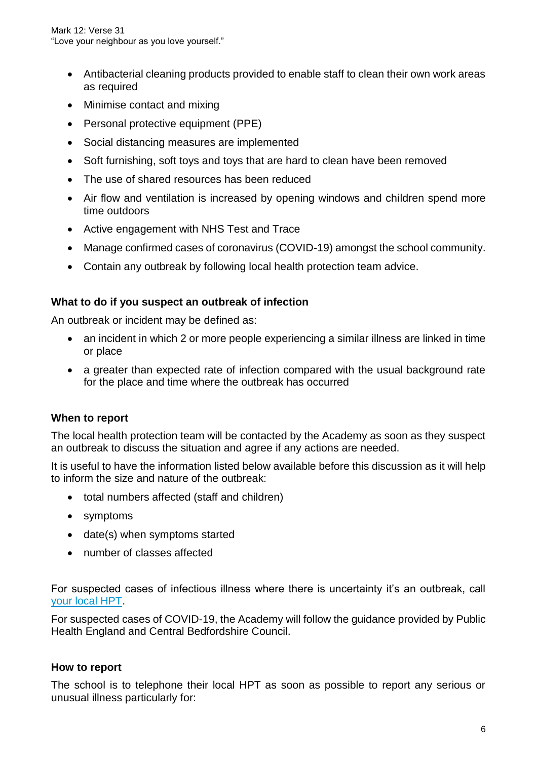- Antibacterial cleaning products provided to enable staff to clean their own work areas as required
- Minimise contact and mixing
- Personal protective equipment (PPE)
- Social distancing measures are implemented
- Soft furnishing, soft toys and toys that are hard to clean have been removed
- The use of shared resources has been reduced
- Air flow and ventilation is increased by opening windows and children spend more time outdoors
- Active engagement with NHS Test and Trace
- Manage confirmed cases of coronavirus (COVID-19) amongst the school community.
- Contain any outbreak by following local health protection team advice.

### What to do if you suspect an outbreak of infection

An outbreak or incident may be defined as:

- an incident in which 2 or more people experiencing a similar illness are linked in time or place
- a greater than expected rate of infection compared with the usual background rate for the place and time where the outbreak has occurred

### When to report

The local health protection team will be contacted by the Academy as soon as they suspect an outbreak to discuss the situation and agree if any actions are needed.

It is useful to have the information listed below available before this discussion as it will help to inform the size and nature of the outbreak:

- total numbers affected (staff and children)
- symptoms
- date(s) when symptoms started
- number of classes affected

For suspected cases of infectious illness where there is uncertainty it's an outbreak, call your local HPT.

For suspected cases of COVID-19, the Academy will follow the guidance provided by Public Health England and Central Bedfordshire Council.

### How to report

The school is to telephone their local HPT as soon as possible to report any serious or unusual illness particularly for: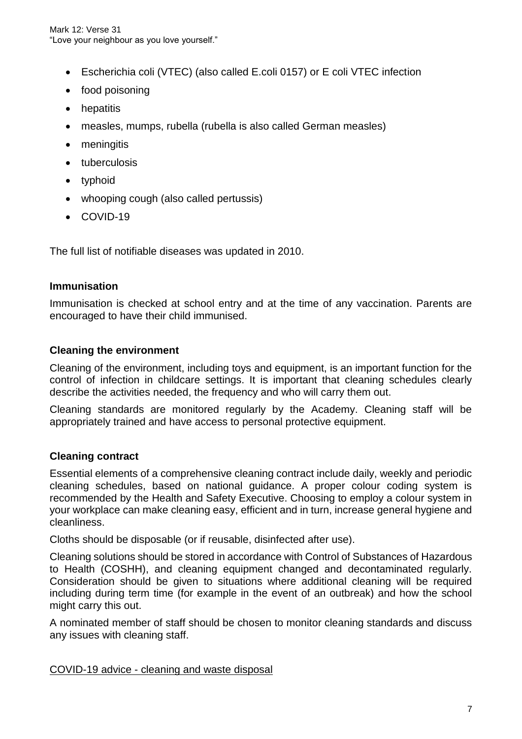- Escherichia coli (VTEC) (also called E.coli 0157) or E coli VTEC infection
- food poisoning
- hepatitis
- measles, mumps, rubella (rubella is also called German measles)
- meningitis
- tuberculosis
- typhoid
- whooping cough (also called pertussis)
- COVID-19

The full list of notifiable diseases was updated in 2010.

### Immunisation

Immunisation is checked at school entry and at the time of any vaccination. Parents are encouraged to have their child immunised.

### Cleaning the environment

Cleaning of the environment, including toys and equipment, is an important function for the control of infection in childcare settings. It is important that cleaning schedules clearly describe the activities needed, the frequency and who will carry them out.

Cleaning standards are monitored regularly by the Academy. Cleaning staff will be appropriately trained and have access to personal protective equipment.

### Cleaning contract

Essential elements of a comprehensive cleaning contract include daily, weekly and periodic cleaning schedules, based on national guidance. A proper colour coding system is recommended by the Health and Safety Executive. Choosing to employ a colour system in your workplace can make cleaning easy, efficient and in turn, increase general hygiene and cleanliness.

Cloths should be disposable (or if reusable, disinfected after use).

Cleaning solutions should be stored in accordance with Control of Substances of Hazardous to Health (COSHH), and cleaning equipment changed and decontaminated regularly. Consideration should be given to situations where additional cleaning will be required including during term time (for example in the event of an outbreak) and how the school might carry this out.

A nominated member of staff should be chosen to monitor cleaning standards and discuss any issues with cleaning staff.

COVID-19 advice - cleaning and waste disposal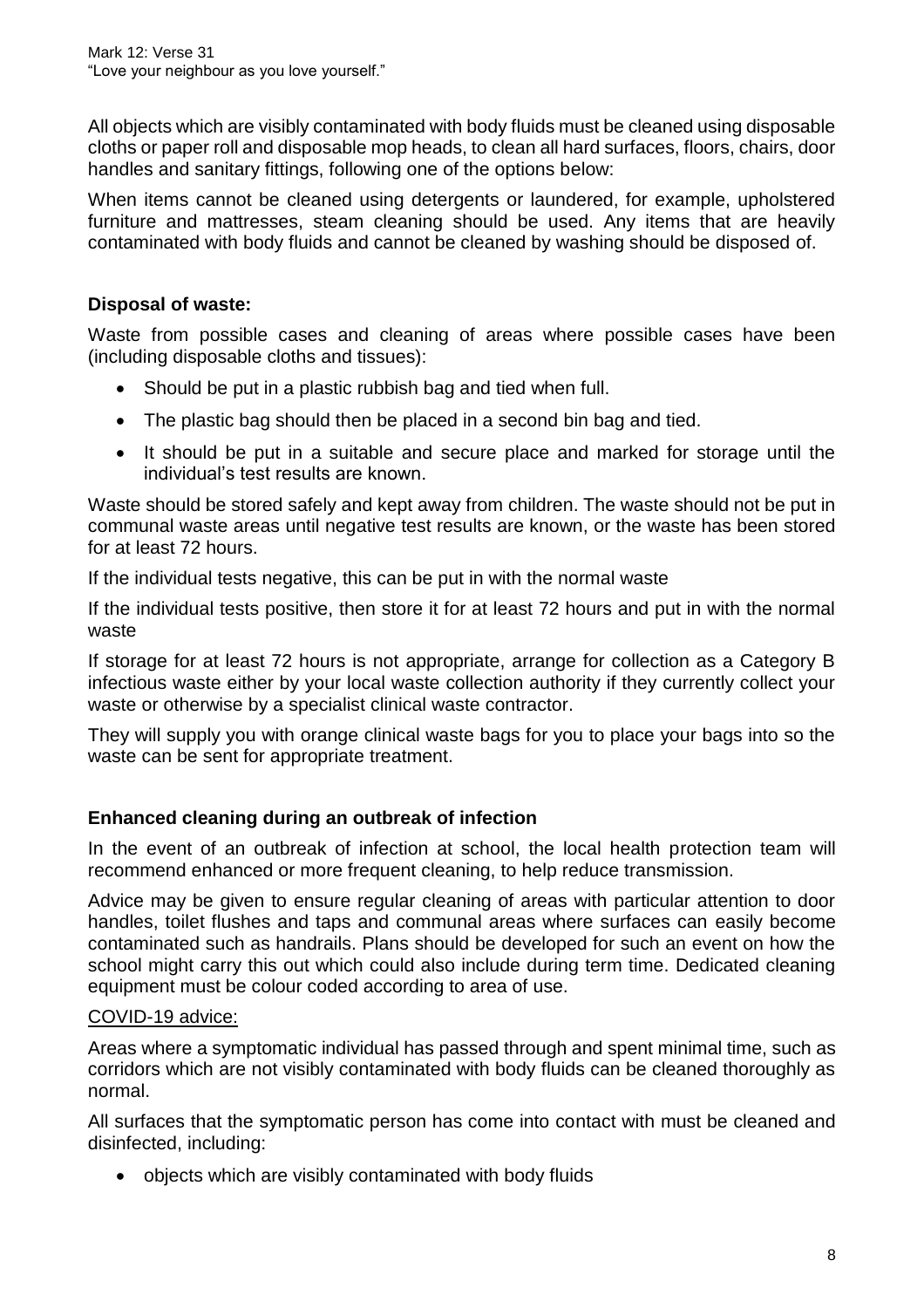All objects which are visibly contaminated with body fluids must be cleaned using disposable cloths or paper roll and disposable mop heads, to clean all hard surfaces, floors, chairs, door handles and sanitary fittings, following one of the options below:

When items cannot be cleaned using detergents or laundered, for example, upholstered furniture and mattresses, steam cleaning should be used. Any items that are heavily contaminated with body fluids and cannot be cleaned by washing should be disposed of.

**Disposal of waste:**

Waste from possible cases and cleaning of areas where possible cases have been (including disposable cloths and tissues):

- Should be put in a plastic rubbish bag and tied when full.
- The plastic bag should then be placed in a second bin bag and tied.
- It should be put in a suitable and secure place and marked for storage until the individual's test results are known.

Waste should be stored safely and kept away from children. The waste should not be put in communal waste areas until negative test results are known, or the waste has been stored for at least 72 hours.

If the individual tests negative, this can be put in with the normal waste

If the individual tests positive, then store it for at least 72 hours and put in with the normal waste

If storage for at least 72 hours is not appropriate, arrange for collection as a Category B infectious waste either by your local waste collection authority if they currently collect your waste or otherwise by a specialist clinical waste contractor.

They will supply you with orange clinical waste bags for you to place your bags into so the waste can be sent for appropriate treatment.

**Enhanced cleaning during an outbreak of infection**

In the event of an outbreak of infection at school, the local health protection team will recommend enhanced or more frequent cleaning, to help reduce transmission.

Advice may be given to ensure regular cleaning of areas with particular attention to door handles, toilet flushes and taps and communal areas where surfaces can easily become contaminated such as handrails. Plans should be developed for such an event on how the school might carry this out which could also include during term time. Dedicated cleaning equipment must be colour coded according to area of use.

COVID-19 advice:

Areas where a symptomatic individual has passed through and spent minimal time, such as corridors which are not visibly contaminated with body fluids can be cleaned thoroughly as normal.

All surfaces that the symptomatic person has come into contact with must be cleaned and disinfected, including:

- objects which are visibly contaminated with body fluids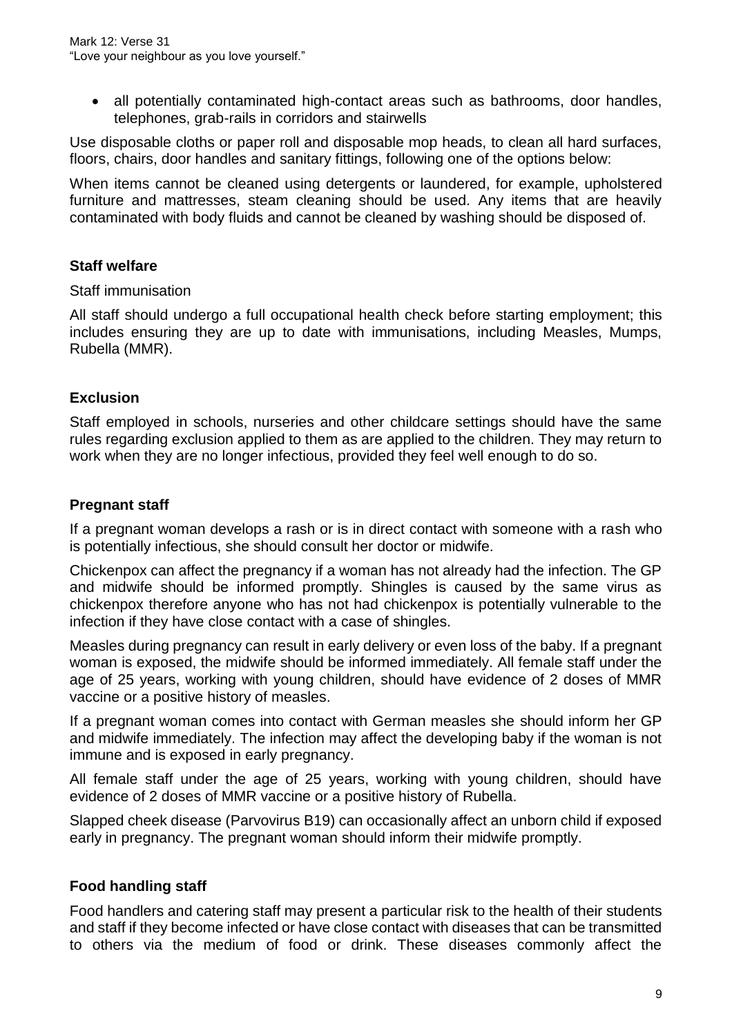- all potentially contaminated high-contact areas such as bathrooms, door handles, telephones, grab-rails in corridors and stairwells

Use disposable cloths or paper roll and disposable mop heads, to clean all hard surfaces, floors, chairs, door handles and sanitary fittings, following one of the options below:

When items cannot be cleaned using detergents or laundered, for example, upholstered furniture and mattresses, steam cleaning should be used. Any items that are heavily contaminated with body fluids and cannot be cleaned by washing should be disposed of.

## Staff welfare

Staff immunisation

All staff should undergo a full occupational health check before starting employment; this includes ensuring they are up to date with immunisations, including Measles, Mumps, Rubella (MMR).

## Exclusion

Staff employed in schools, nurseries and other childcare settings should have the same rules regarding exclusion applied to them as are applied to the children. They may return to work when they are no longer infectious, provided they feel well enough to do so.

## Pregnant staff

If a pregnant woman develops a rash or is in direct contact with someone with a rash who is potentially infectious, she should consult her doctor or midwife.

Chickenpox can affect the pregnancy if a woman has not already had the infection. The GP and midwife should be informed promptly. Shingles is caused by the same virus as chickenpox therefore anyone who has not had chickenpox is potentially vulnerable to the infection if they have close contact with a case of shingles.

Measles during pregnancy can result in early delivery or even loss of the baby. If a pregnant woman is exposed, the midwife should be informed immediately. All female staff under the age of 25 years, working with young children, should have evidence of 2 doses of MMR vaccine or a positive history of measles.

If a pregnant woman comes into contact with German measles she should inform her GP and midwife immediately. The infection may affect the developing baby if the woman is not immune and is exposed in early pregnancy.

All female staff under the age of 25 years, working with young children, should have evidence of 2 doses of MMR vaccine or a positive history of Rubella.

Slapped cheek disease (Parvovirus B19) can occasionally affect an unborn child if exposed early in pregnancy. The pregnant woman should inform their midwife promptly.

## Food handling staff

Food handlers and catering staff may present a particular risk to the health of their students and staff if they become infected or have close contact with diseases that can be transmitted to others via the medium of food or drink. These diseases commonly affect the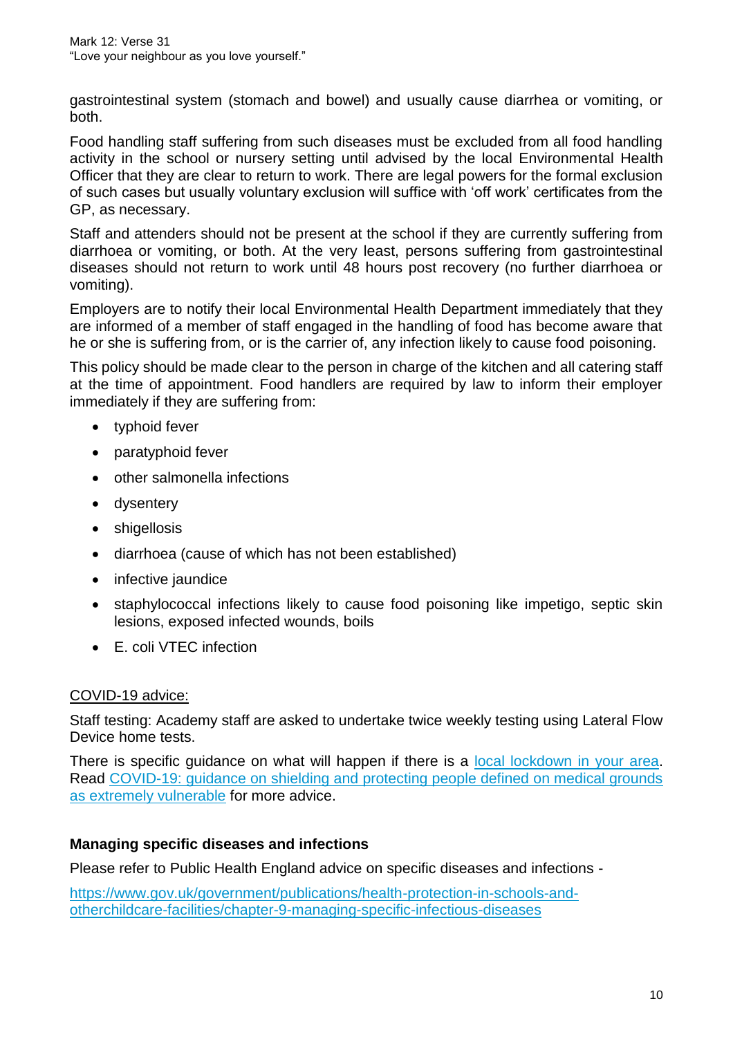gastrointestinal system (stomach and bowel) and usually cause diarrhea or vomiting, or both.

Food handling staff suffering from such diseases must be excluded from all food handling activity in the school or nursery setting until advised by the local Environmental Health Officer that they are clear to return to work. There are legal powers for the formal exclusion of such cases but usually voluntary exclusion will suffice with 'off work' certificates from the GP, as necessary.

Staff and attenders should not be present at the school if they are currently suffering from diarrhoea or vomiting, or both. At the very least, persons suffering from gastrointestinal diseases should not return to work until 48 hours post recovery (no further diarrhoea or vomiting).

Employers are to notify their local Environmental Health Department immediately that they are informed of a member of staff engaged in the handling of food has become aware that he or she is suffering from, or is the carrier of, any infection likely to cause food poisoning.

This policy should be made clear to the person in charge of the kitchen and all catering staff at the time of appointment. Food handlers are required by law to inform their employer immediately if they are suffering from:

- typhoid fever
- paratyphoid fever
- other salmonella infections
- dysentery
- shigellosis
- diarrhoea (cause of which has not been established)
- infective jaundice
- staphylococcal infections likely to cause food poisoning like impetigo, septic skin lesions, exposed infected wounds, boils
- E. coli VTEC infection

COVID-19 advice:

Staff testing: Academy staff are asked to undertake twice weekly testing using Lateral Flow Device home tests.

There is specific guidance on what will happen if there is a local lockdown in your area. Read COVID-19: guidance on shielding and protecting people defined on medical grounds as extremely vulnerable for more advice.

### Managing specific diseases and infections

Please refer to Public Health England advice on specific diseases and infections -

https://www.gov.uk/government/publications/health-protection-in-schools-and-otherchildcare-facilities/chapter-9-managing-specific-infectious-diseases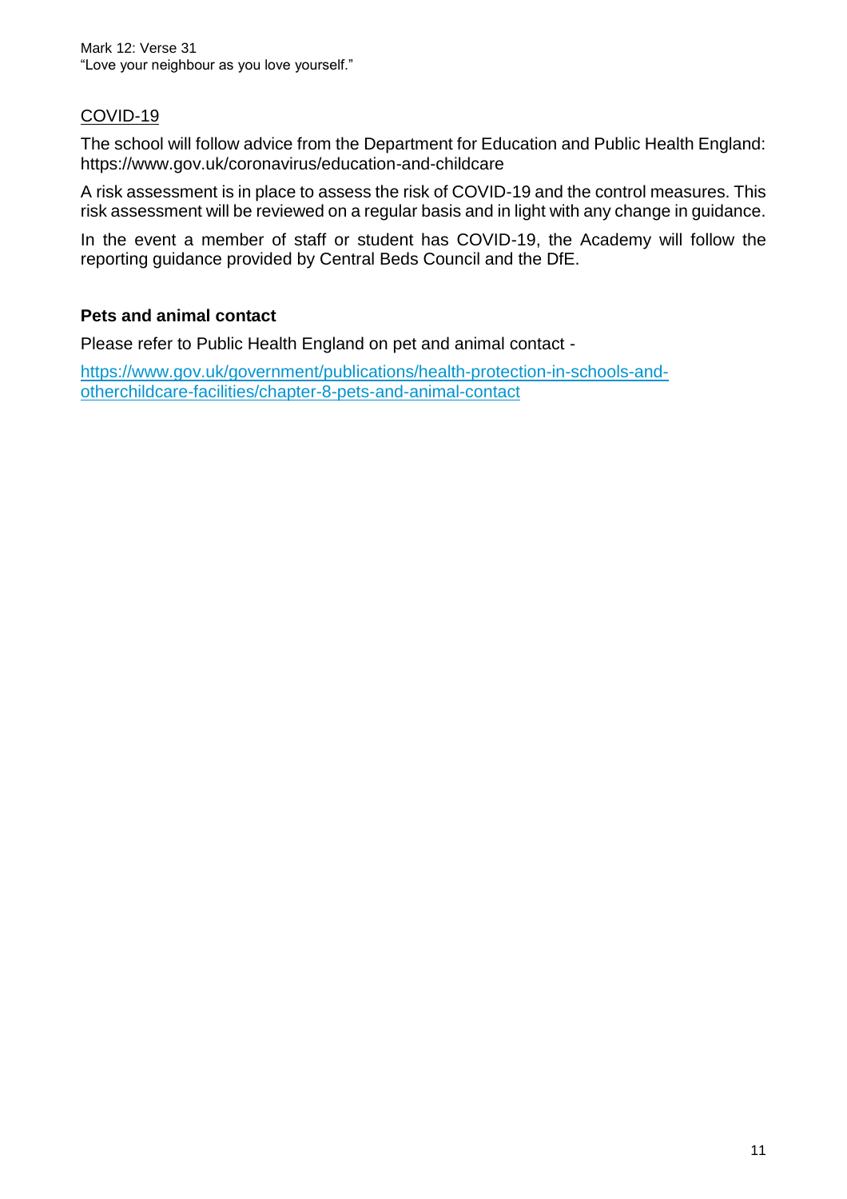## COVID-19

The school will follow advice from the Department for Education and Public Health England: https://www.gov.uk/coronavirus/education-and-childcare

A risk assessment is in place to assess the risk of COVID-19 and the control measures. This risk assessment will be reviewed on a regular basis and in light with any change in guidance.

In the event a member of staff or student has COVID-19, the Academy will follow the reporting guidance provided by Central Beds Council and the DfE.

**Pets and animal contact**

Please refer to Public Health England on pet and animal contact -

https://www.gov.uk/government/publications/health-protection-in-schools-and-otherchildcare-facilities/chapter-8-pets-and-animal-contact